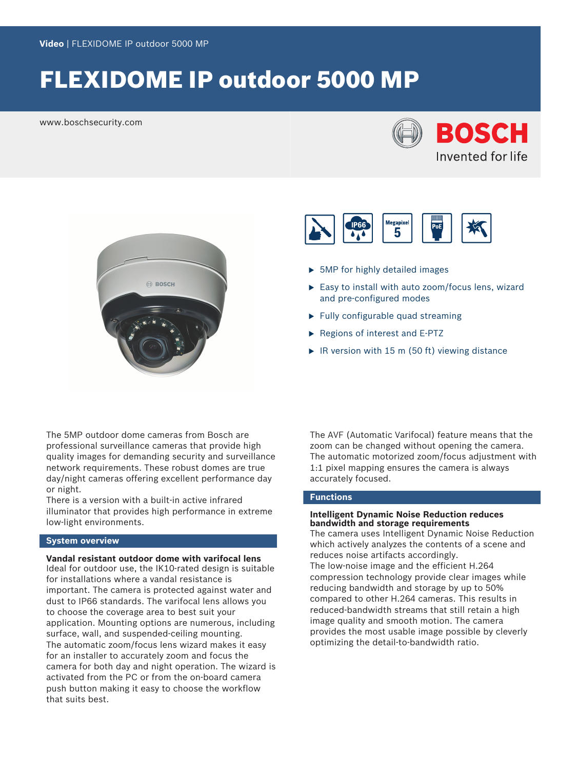Video | FLEXIDOME IP outdoor 5000 MP

# FLEXIDOME IP outdoor 5000 MP

www.boschsecurity.com

- 5MP for highly detailed images
- Easy to install with auto zoom/focus lens, wizard and pre-configured modes
- Fully configurable quad streaming
- Regions of interest and E-PTZ
- IR version with 15 m (50 ft) viewing distance

The 5MP outdoor dome cameras from Bosch are professional surveillance cameras that provide high quality images for demanding security and surveillance network requirements. These robust domes are true day/night cameras offering excellent performance day or night.
There is a version with a built-in active infrared illuminator that provides high performance in extreme low-light environments.

## System overview

### Vandal resistant outdoor dome with varifocal lens

Ideal for outdoor use, the IK10-rated design is suitable for installations where a vandal resistance is important. The camera is protected against water and dust to IP66 standards. The varifocal lens allows you to choose the coverage area to best suit your application. Mounting options are numerous, including surface, wall, and suspended-ceiling mounting.
The automatic zoom/focus lens wizard makes it easy for an installer to accurately zoom and focus the camera for both day and night operation. The wizard is activated from the PC or from the on-board camera push button making it easy to choose the workflow that suits best.

The AVF (Automatic Varifocal) feature means that the zoom can be changed without opening the camera. The automatic motorized zoom/focus adjustment with 1:1 pixel mapping ensures the camera is always accurately focused.

## Functions

### Intelligent Dynamic Noise Reduction reduces bandwidth and storage requirements

The camera uses Intelligent Dynamic Noise Reduction which actively analyzes the contents of a scene and reduces noise artifacts accordingly.
The low-noise image and the efficient H.264 compression technology provide clear images while reducing bandwidth and storage by up to 50% compared to other H.264 cameras. This results in reduced-bandwidth streams that still retain a high image quality and smooth motion. The camera provides the most usable image possible by cleverly optimizing the detail-to-bandwidth ratio.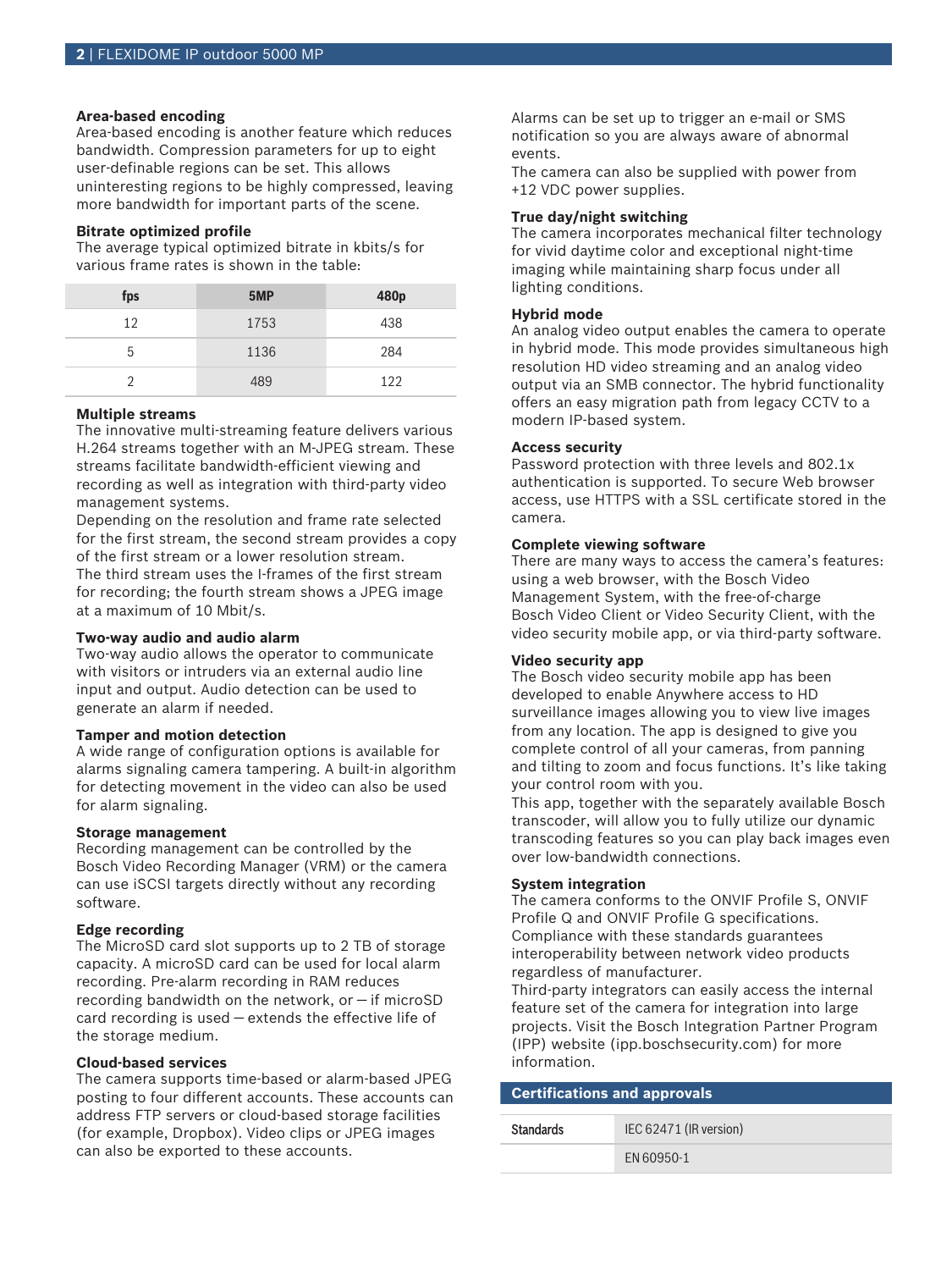### Area-based encoding

Area-based encoding is another feature which reduces bandwidth. Compression parameters for up to eight user-definable regions can be set. This allows uninteresting regions to be highly compressed, leaving more bandwidth for important parts of the scene.

### Bitrate optimized profile

The average typical optimized bitrate in kbits/s for various frame rates is shown in the table:

| fps | 5MP | 480p |
|---|---|---|
| 12 | 1753 | 438 |
| 5 | 1136 | 284 |
| 2 | 489 | 122 |

### Multiple streams

The innovative multi-streaming feature delivers various H.264 streams together with an M-JPEG stream. These streams facilitate bandwidth-efficient viewing and recording as well as integration with third-party video management systems.

Depending on the resolution and frame rate selected for the first stream, the second stream provides a copy of the first stream or a lower resolution stream.

The third stream uses the I-frames of the first stream for recording; the fourth stream shows a JPEG image at a maximum of 10 Mbit/s.

### Two-way audio and audio alarm

Two-way audio allows the operator to communicate with visitors or intruders via an external audio line input and output. Audio detection can be used to generate an alarm if needed.

### Tamper and motion detection

A wide range of configuration options is available for alarms signaling camera tampering. A built-in algorithm for detecting movement in the video can also be used for alarm signaling.

### Storage management

Recording management can be controlled by the Bosch Video Recording Manager (VRM) or the camera can use iSCSI targets directly without any recording software.

### Edge recording

The MicroSD card slot supports up to 2 TB of storage capacity. A microSD card can be used for local alarm recording. Pre-alarm recording in RAM reduces recording bandwidth on the network, or – if microSD card recording is used – extends the effective life of the storage medium.

### Cloud-based services

The camera supports time-based or alarm-based JPEG posting to four different accounts. These accounts can address FTP servers or cloud-based storage facilities (for example, Dropbox). Video clips or JPEG images can also be exported to these accounts.

Alarms can be set up to trigger an e-mail or SMS notification so you are always aware of abnormal events.

The camera can also be supplied with power from +12 VDC power supplies.

### True day/night switching

The camera incorporates mechanical filter technology for vivid daytime color and exceptional night-time imaging while maintaining sharp focus under all lighting conditions.

### Hybrid mode

An analog video output enables the camera to operate in hybrid mode. This mode provides simultaneous high resolution HD video streaming and an analog video output via an SMB connector. The hybrid functionality offers an easy migration path from legacy CCTV to a modern IP-based system.

### Access security

Password protection with three levels and 802.1x authentication is supported. To secure Web browser access, use HTTPS with a SSL certificate stored in the camera.

### Complete viewing software

There are many ways to access the camera's features: using a web browser, with the Bosch Video Management System, with the free-of-charge Bosch Video Client or Video Security Client, with the video security mobile app, or via third-party software.

### Video security app

The Bosch video security mobile app has been developed to enable Anywhere access to HD surveillance images allowing you to view live images from any location. The app is designed to give you complete control of all your cameras, from panning and tilting to zoom and focus functions. It's like taking your control room with you.

This app, together with the separately available Bosch transcoder, will allow you to fully utilize our dynamic transcoding features so you can play back images even over low-bandwidth connections.

### System integration

The camera conforms to the ONVIF Profile S, ONVIF Profile Q and ONVIF Profile G specifications. Compliance with these standards guarantees interoperability between network video products regardless of manufacturer.

Third-party integrators can easily access the internal feature set of the camera for integration into large projects. Visit the Bosch Integration Partner Program (IPP) website (ipp.boschsecurity.com) for more information.

## Certifications and approvals

| Standards | IEC 62471 (IR version) |
|---|---|
| | EN 60950-1 |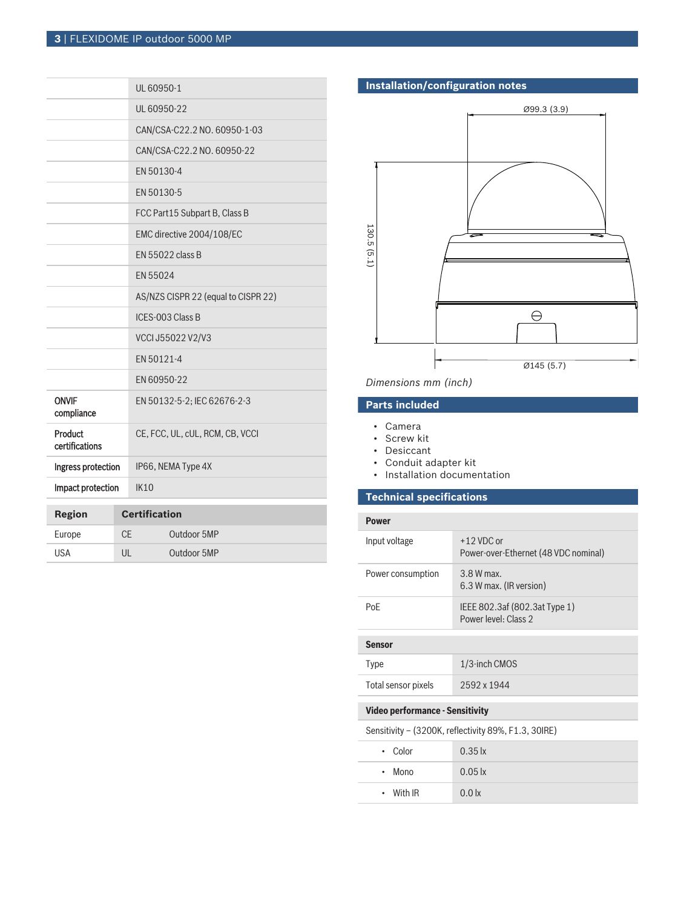| | |
|---|---|
| | UL 60950-1 |
| | UL 60950-22 |
| | CAN/CSA-C22.2 NO. 60950-1-03 |
| | CAN/CSA-C22.2 NO. 60950-22 |
| | EN 50130-4 |
| | EN 50130-5 |
| | FCC Part15 Subpart B, Class B |
| | EMC directive 2004/108/EC |
| | EN 55022 class B |
| | EN 55024 |
| | AS/NZS CISPR 22 (equal to CISPR 22) |
| | ICES-003 Class B |
| | VCCI J55022 V2/V3 |
| | EN 50121-4 |
| | EN 60950-22 |
| ONVIF compliance | EN 50132-5-2; IEC 62676-2-3 |
| Product certifications | CE, FCC, UL, cUL, RCM, CB, VCCI |
| Ingress protection | IP66, NEMA Type 4X |
| Impact protection | IK10 |

| Region | Certification | |
|---|---|---|
| Europe | CE | Outdoor 5MP |
| USA | UL | Outdoor 5MP |

## Installation/configuration notes

Ø99.3 (3.9)

130.5 (5.1)

Ø145 (5.7)

*Dimensions mm (inch)*

## Parts included

- Camera
- Screw kit
- Desiccant
- Conduit adapter kit
- Installation documentation

## Technical specifications

| **Power** | |
|---|---|
| Input voltage | +12 VDC or<br>Power-over-Ethernet (48 VDC nominal) |
| Power consumption | 3.8 W max.<br>6.3 W max. (IR version) |
| PoE | IEEE 802.3af (802.3at Type 1)<br>Power level: Class 2 |

| **Sensor** | |
|---|---|
| Type | 1/3-inch CMOS |
| Total sensor pixels | 2592 x 1944 |

| **Video performance - Sensitivity** | |
|---|---|
| Sensitivity – (3200K, reflectivity 89%, F1.3, 30IRE) | |
| • Color | 0.35 lx |
| • Mono | 0.05 lx |
| • With IR | 0.0 lx |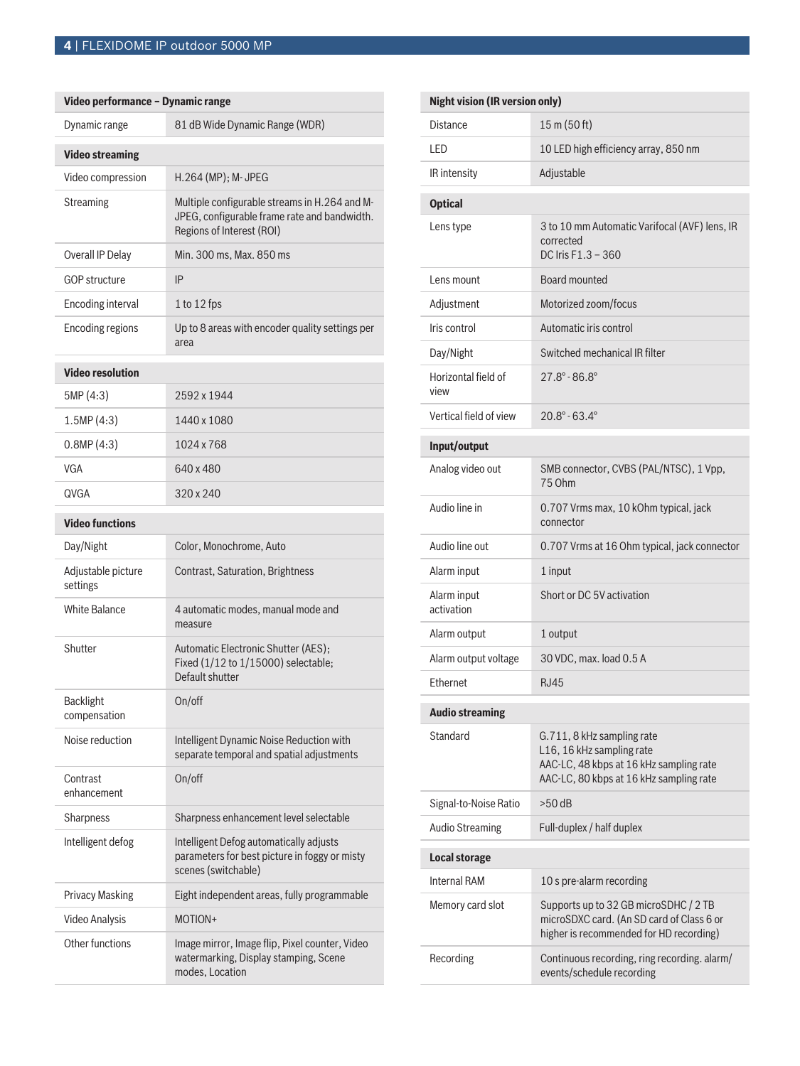| Video performance – Dynamic range | |
|---|---|
| Dynamic range | 81 dB Wide Dynamic Range (WDR) |

| Video streaming | |
|---|---|
| Video compression | H.264 (MP); M- JPEG |
| Streaming | Multiple configurable streams in H.264 and M-JPEG, configurable frame rate and bandwidth. Regions of Interest (ROI) |
| Overall IP Delay | Min. 300 ms, Max. 850 ms |
| GOP structure | IP |
| Encoding interval | 1 to 12 fps |
| Encoding regions | Up to 8 areas with encoder quality settings per area |

| Video resolution | |
|---|---|
| 5MP (4:3) | 2592 x 1944 |
| 1.5MP (4:3) | 1440 x 1080 |
| 0.8MP (4:3) | 1024 x 768 |
| VGA | 640 x 480 |
| QVGA | 320 x 240 |

| Video functions | |
|---|---|
| Day/Night | Color, Monochrome, Auto |
| Adjustable picture settings | Contrast, Saturation, Brightness |
| White Balance | 4 automatic modes, manual mode and measure |
| Shutter | Automatic Electronic Shutter (AES); Fixed (1/12 to 1/15000) selectable; Default shutter |
| Backlight compensation | On/off |
| Noise reduction | Intelligent Dynamic Noise Reduction with separate temporal and spatial adjustments |
| Contrast enhancement | On/off |
| Sharpness | Sharpness enhancement level selectable |
| Intelligent defog | Intelligent Defog automatically adjusts parameters for best picture in foggy or misty scenes (switchable) |
| Privacy Masking | Eight independent areas, fully programmable |
| Video Analysis | MOTION+ |
| Other functions | Image mirror, Image flip, Pixel counter, Video watermarking, Display stamping, Scene modes, Location |

| Night vision (IR version only) | |
|---|---|
| Distance | 15 m (50 ft) |
| LED | 10 LED high efficiency array, 850 nm |
| IR intensity | Adjustable |

| Optical | |
|---|---|
| Lens type | 3 to 10 mm Automatic Varifocal (AVF) lens, IR corrected<br>DC Iris F1.3 – 360 |
| Lens mount | Board mounted |
| Adjustment | Motorized zoom/focus |
| Iris control | Automatic iris control |
| Day/Night | Switched mechanical IR filter |
| Horizontal field of view | 27.8° - 86.8° |
| Vertical field of view | 20.8° - 63.4° |

| Input/output | |
|---|---|
| Analog video out | SMB connector, CVBS (PAL/NTSC), 1 Vpp, 75 Ohm |
| Audio line in | 0.707 Vrms max, 10 kOhm typical, jack connector |
| Audio line out | 0.707 Vrms at 16 Ohm typical, jack connector |
| Alarm input | 1 input |
| Alarm input activation | Short or DC 5V activation |
| Alarm output | 1 output |
| Alarm output voltage | 30 VDC, max. load 0.5 A |
| Ethernet | RJ45 |

| Audio streaming | |
|---|---|
| Standard | G.711, 8 kHz sampling rate<br>L16, 16 kHz sampling rate<br>AAC-LC, 48 kbps at 16 kHz sampling rate<br>AAC-LC, 80 kbps at 16 kHz sampling rate |
| Signal-to-Noise Ratio | >50 dB |
| Audio Streaming | Full-duplex / half duplex |

| Local storage | |
|---|---|
| Internal RAM | 10 s pre-alarm recording |
| Memory card slot | Supports up to 32 GB microSDHC / 2 TB microSDXC card. (An SD card of Class 6 or higher is recommended for HD recording) |
| Recording | Continuous recording, ring recording. alarm/ events/schedule recording |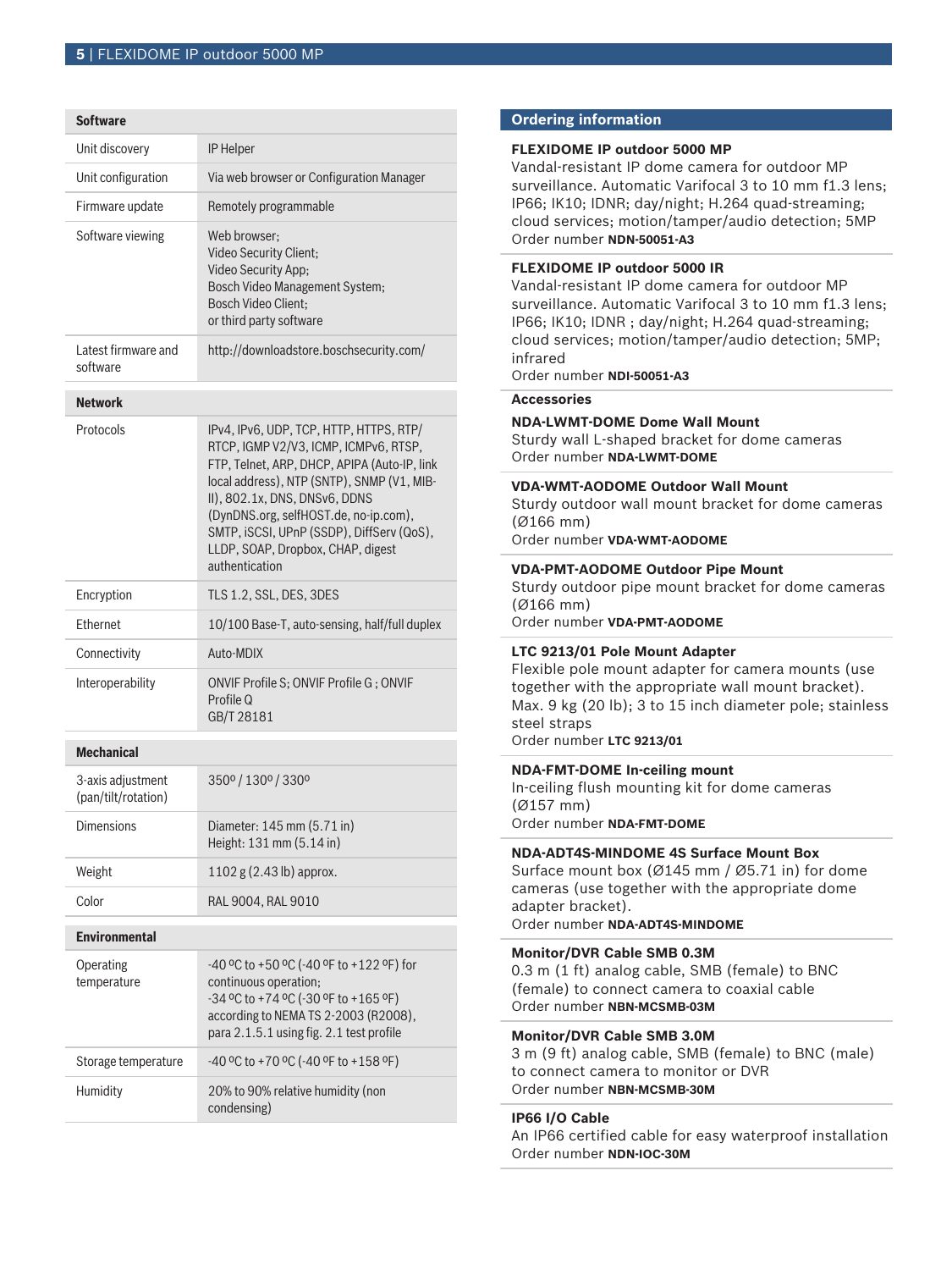| Software | |
|---|---|
| Unit discovery | IP Helper |
| Unit configuration | Via web browser or Configuration Manager |
| Firmware update | Remotely programmable |
| Software viewing | Web browser;<br>Video Security Client;<br>Video Security App;<br>Bosch Video Management System;<br>Bosch Video Client;<br>or third party software |
| Latest firmware and software | http://downloadstore.boschsecurity.com/ |

| Network | |
|---|---|
| Protocols | IPv4, IPv6, UDP, TCP, HTTP, HTTPS, RTP/RTCP, IGMP V2/V3, ICMP, ICMPv6, RTSP, FTP, Telnet, ARP, DHCP, APIPA (Auto-IP, link local address), NTP (SNTP), SNMP (V1, MIB-II), 802.1x, DNS, DNSv6, DDNS (DynDNS.org, selfHOST.de, no-ip.com), SMTP, iSCSI, UPnP (SSDP), DiffServ (QoS), LLDP, SOAP, Dropbox, CHAP, digest authentication |
| Encryption | TLS 1.2, SSL, DES, 3DES |
| Ethernet | 10/100 Base-T, auto-sensing, half/full duplex |
| Connectivity | Auto-MDIX |
| Interoperability | ONVIF Profile S; ONVIF Profile G ; ONVIF Profile Q<br>GB/T 28181 |

| Mechanical | |
|---|---|
| 3-axis adjustment (pan/tilt/rotation) | 350º / 130º / 330º |
| Dimensions | Diameter: 145 mm (5.71 in)<br>Height: 131 mm (5.14 in) |
| Weight | 1102 g (2.43 lb) approx. |
| Color | RAL 9004, RAL 9010 |

| Environmental | |
|---|---|
| Operating temperature | -40 ºC to +50 ºC (-40 ºF to +122 ºF) for continuous operation;<br>-34 ºC to +74 ºC (-30 ºF to +165 ºF) according to NEMA TS 2-2003 (R2008), para 2.1.5.1 using fig. 2.1 test profile |
| Storage temperature | -40 ºC to +70 ºC (-40 ºF to +158 ºF) |
| Humidity | 20% to 90% relative humidity (non condensing) |

## Ordering information

**FLEXIDOME IP outdoor 5000 MP**
Vandal-resistant IP dome camera for outdoor MP surveillance. Automatic Varifocal 3 to 10 mm f1.3 lens; IP66; IK10; IDNR; day/night; H.264 quad-streaming; cloud services; motion/tamper/audio detection; 5MP
Order number **NDN-50051-A3**

**FLEXIDOME IP outdoor 5000 IR**
Vandal-resistant IP dome camera for outdoor MP surveillance. Automatic Varifocal 3 to 10 mm f1.3 lens; IP66; IK10; IDNR ; day/night; H.264 quad-streaming; cloud services; motion/tamper/audio detection; 5MP; infrared
Order number **NDI-50051-A3**

### Accessories

**NDA-LWMT-DOME Dome Wall Mount**
Sturdy wall L-shaped bracket for dome cameras
Order number **NDA-LWMT-DOME**

**VDA-WMT-AODOME Outdoor Wall Mount**
Sturdy outdoor wall mount bracket for dome cameras (Ø166 mm)
Order number **VDA-WMT-AODOME**

**VDA-PMT-AODOME Outdoor Pipe Mount**
Sturdy outdoor pipe mount bracket for dome cameras (Ø166 mm)
Order number **VDA-PMT-AODOME**

**LTC 9213/01 Pole Mount Adapter**
Flexible pole mount adapter for camera mounts (use together with the appropriate wall mount bracket). Max. 9 kg (20 lb); 3 to 15 inch diameter pole; stainless steel straps
Order number **LTC 9213/01**

**NDA-FMT-DOME In-ceiling mount**
In-ceiling flush mounting kit for dome cameras (Ø157 mm)
Order number **NDA-FMT-DOME**

**NDA-ADT4S-MINDOME 4S Surface Mount Box**
Surface mount box (Ø145 mm / Ø5.71 in) for dome cameras (use together with the appropriate dome adapter bracket).
Order number **NDA-ADT4S-MINDOME**

**Monitor/DVR Cable SMB 0.3M**
0.3 m (1 ft) analog cable, SMB (female) to BNC (female) to connect camera to coaxial cable
Order number **NBN-MCSMB-03M**

**Monitor/DVR Cable SMB 3.0M**
3 m (9 ft) analog cable, SMB (female) to BNC (male) to connect camera to monitor or DVR
Order number **NBN-MCSMB-30M**

**IP66 I/O Cable**
An IP66 certified cable for easy waterproof installation
Order number **NDN-IOC-30M**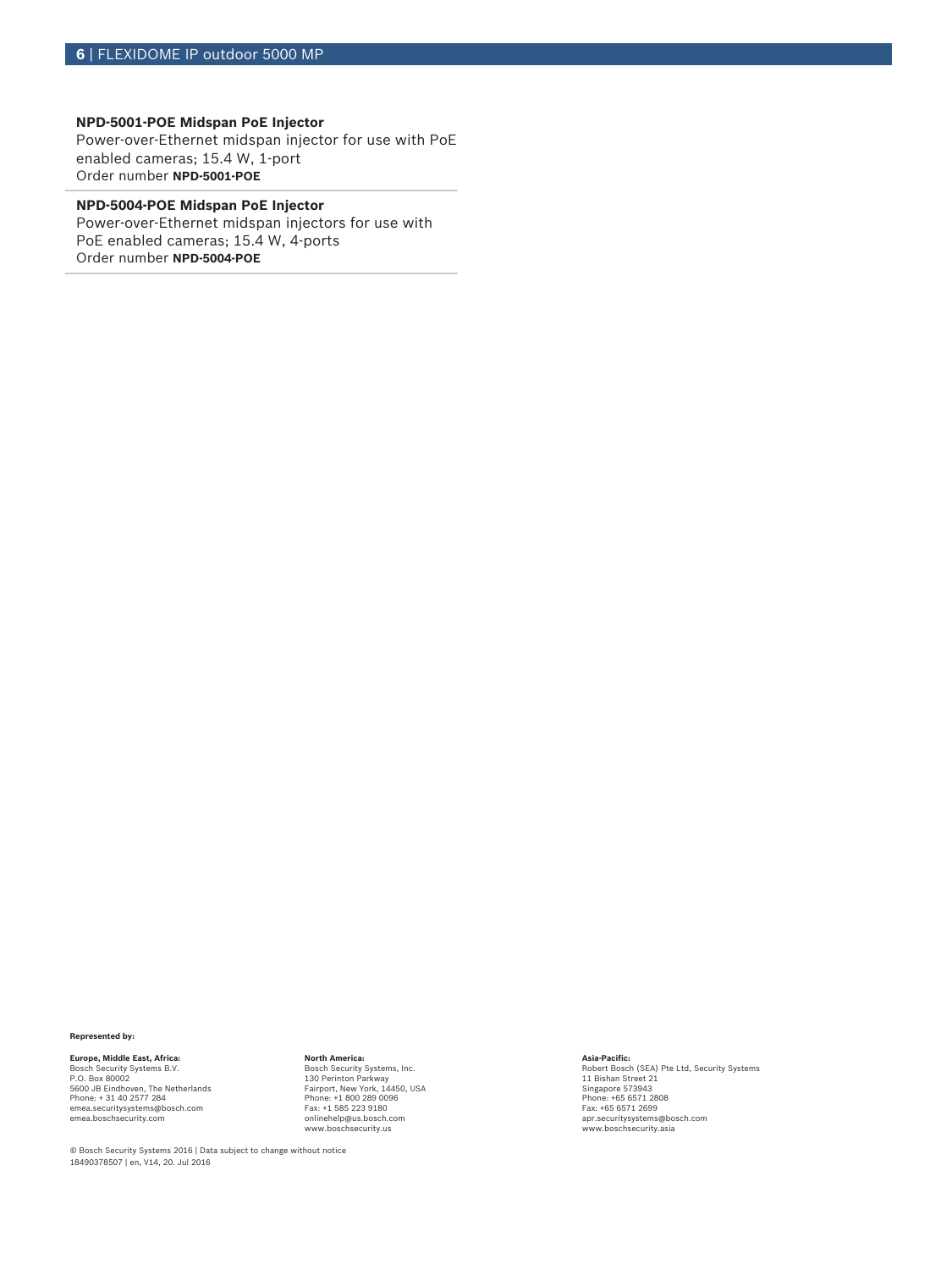**NPD-5001-POE Midspan PoE Injector**

Power-over-Ethernet midspan injector for use with PoE enabled cameras; 15.4 W, 1-port

Order number **NPD-5001-POE**

**NPD-5004-POE Midspan PoE Injector**

Power-over-Ethernet midspan injectors for use with PoE enabled cameras; 15.4 W, 4-ports

Order number **NPD-5004-POE**

**Represented by:**

**Europe, Middle East, Africa:**
Bosch Security Systems B.V.
P.O. Box 80002
5600 JB Eindhoven, The Netherlands
Phone: + 31 40 2577 284
emea.securitysystems@bosch.com
emea.boschsecurity.com

**North America:**
Bosch Security Systems, Inc.
130 Perinton Parkway
Fairport, New York, 14450, USA
Phone: +1 800 289 0096
Fax: +1 585 223 9180
onlinehelp@us.bosch.com
www.boschsecurity.us

**Asia-Pacific:**
Robert Bosch (SEA) Pte Ltd, Security Systems
11 Bishan Street 21
Singapore 573943
Phone: +65 6571 2808
Fax: +65 6571 2699
apr.securitysystems@bosch.com
www.boschsecurity.asia

© Bosch Security Systems 2016 | Data subject to change without notice
18490378507 | en, V14, 20. Jul 2016